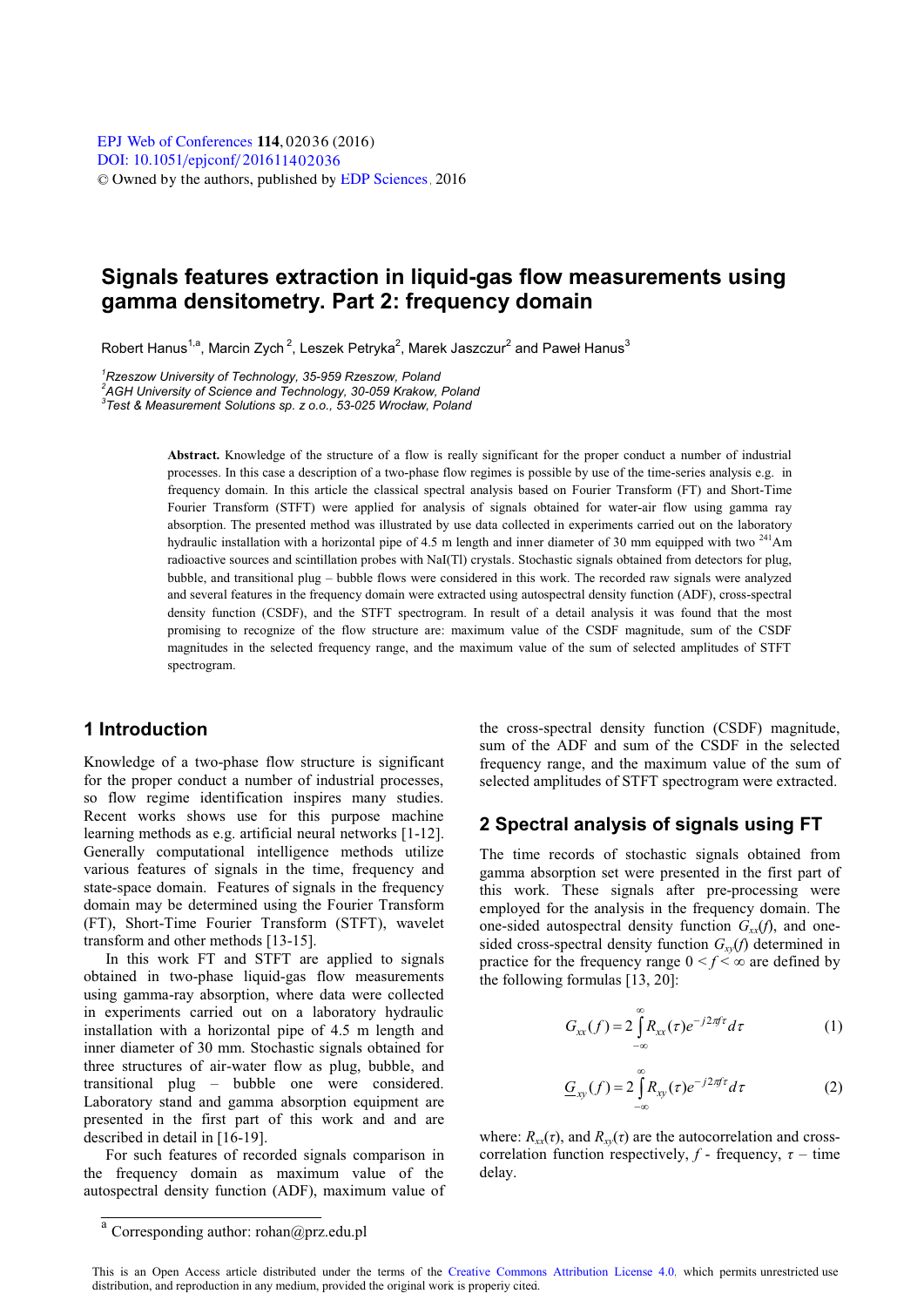# Signals features extraction in liquid-gas flow measurements using gamma densitometry. Part 2: frequency domain

Robert Hanus[1,a], Marcin Zych[2], Leszek Petryka[2], Marek Jaszczur[2] and Paweł Hanus[3]

[1]Rzeszow University of Technology, 35-959 Rzeszow, Poland
[2]AGH University of Science and Technology, 30-059 Krakow, Poland
[3]Test & Measurement Solutions sp. z o.o., 53-025 Wrocław, Poland

**Abstract.** Knowledge of the structure of a flow is really significant for the proper conduct a number of industrial processes. In this case a description of a two-phase flow regimes is possible by use of the time-series analysis e.g. in frequency domain. In this article the classical spectral analysis based on Fourier Transform (FT) and Short-Time Fourier Transform (STFT) were applied for analysis of signals obtained for water-air flow using gamma ray absorption. The presented method was illustrated by use data collected in experiments carried out on the laboratory hydraulic installation with a horizontal pipe of 4.5 m length and inner diameter of 30 mm equipped with two $^{241}$Am radioactive sources and scintillation probes with NaI(Tl) crystals. Stochastic signals obtained from detectors for plug, bubble, and transitional plug – bubble flows were considered in this work. The recorded raw signals were analyzed and several features in the frequency domain were extracted using autospectral density function (ADF), cross-spectral density function (CSDF), and the STFT spectrogram. In result of a detail analysis it was found that the most promising to recognize of the flow structure are: maximum value of the CSDF magnitude, sum of the CSDF magnitudes in the selected frequency range, and the maximum value of the sum of selected amplitudes of STFT spectrogram.

## 1 Introduction

Knowledge of a two-phase flow structure is significant for the proper conduct a number of industrial processes, so flow regime identification inspires many studies. Recent works shows use for this purpose machine learning methods as e.g. artificial neural networks [1-12]. Generally computational intelligence methods utilize various features of signals in the time, frequency and state-space domain. Features of signals in the frequency domain may be determined using the Fourier Transform (FT), Short-Time Fourier Transform (STFT), wavelet transform and other methods [13-15].

In this work FT and STFT are applied to signals obtained in two-phase liquid-gas flow measurements using gamma-ray absorption, where data were collected in experiments carried out on a laboratory hydraulic installation with a horizontal pipe of 4.5 m length and inner diameter of 30 mm. Stochastic signals obtained for three structures of air-water flow as plug, bubble, and transitional plug – bubble one were considered. Laboratory stand and gamma absorption equipment are presented in the first part of this work and and are described in detail in [16-19].

For such features of recorded signals comparison in the frequency domain as maximum value of the autospectral density function (ADF), maximum value of the cross-spectral density function (CSDF) magnitude, sum of the ADF and sum of the CSDF in the selected frequency range, and the maximum value of the sum of selected amplitudes of STFT spectrogram were extracted.

## 2 Spectral analysis of signals using FT

The time records of stochastic signals obtained from gamma absorption set were presented in the first part of this work. These signals after pre-processing were employed for the analysis in the frequency domain. The one-sided autospectral density function $G_{xx}(f)$, and one-sided cross-spectral density function $\underline{G}_{xy}(f)$ determined in practice for the frequency range $0 < f < \infty$ are defined by the following formulas [13, 20]:

$$G_{xx}(f) = 2\int_{-\infty}^{\infty} R_{xx}(\tau)e^{-j2\pi f\tau}d\tau \tag{1}$$

$$\underline{G}_{xy}(f) = 2\int_{-\infty}^{\infty} R_{xy}(\tau)e^{-j2\pi f\tau}d\tau \tag{2}$$

where: $R_{xx}(\tau)$, and $R_{xy}(\tau)$ are the autocorrelation and cross-correlation function respectively, $f$ - frequency, $\tau$ – time delay.

[a] Corresponding author: rohan@prz.edu.pl

This is an Open Access article distributed under the terms of the Creative Commons Attribution License 4.0, which permits unrestricted use distribution, and reproduction in any medium, provided the original work is properly cited.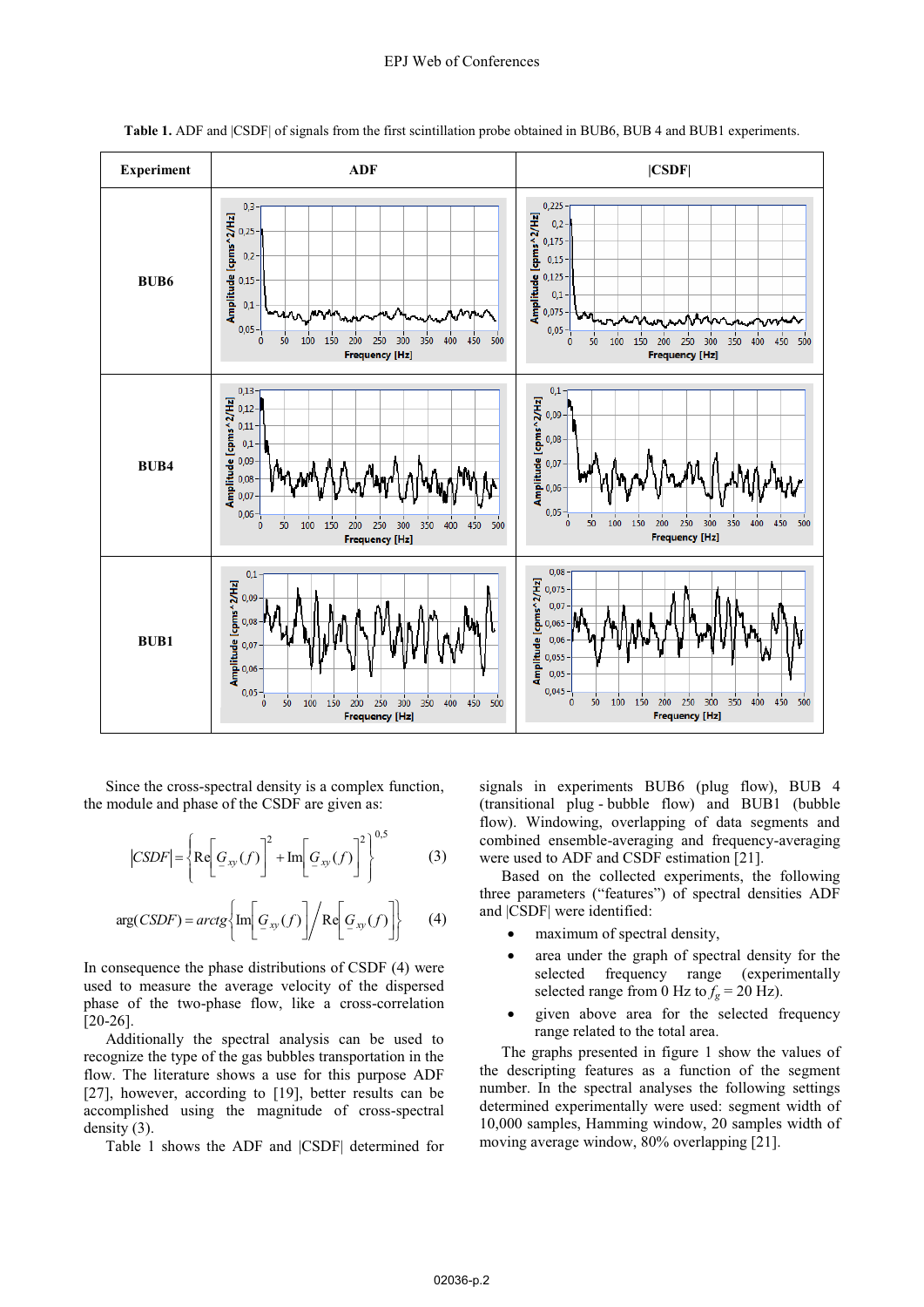**Table 1.** ADF and |CSDF| of signals from the first scintillation probe obtained in BUB6, BUB 4 and BUB1 experiments.

| Experiment | ADF | \|CSDF\| |
|---|---|---|
| **BUB6** | | |
| **BUB4** | | |
| **BUB1** | | |

Since the cross-spectral density is a complex function, the module and phase of the CSDF are given as:

$$|CSDF| = \left\{ \mathrm{Re}\left[ \underline{G}_{xy}(f) \right]^2 + \mathrm{Im}\left[ \underline{G}_{xy}(f) \right]^2 \right\}^{0,5} \tag{3}$$

$$\arg(CSDF) = arctg\left\{ \mathrm{Im}\left[ \underline{G}_{xy}(f) \right] \Big/ \mathrm{Re}\left[ \underline{G}_{xy}(f) \right] \right\} \tag{4}$$

In consequence the phase distributions of CSDF (4) were used to measure the average velocity of the dispersed phase of the two-phase flow, like a cross-correlation [20-26].

Additionally the spectral analysis can be used to recognize the type of the gas bubbles transportation in the flow. The literature shows a use for this purpose ADF [27], however, according to [19], better results can be accomplished using the magnitude of cross-spectral density (3).

Table 1 shows the ADF and |CSDF| determined for signals in experiments BUB6 (plug flow), BUB 4 (transitional plug - bubble flow) and BUB1 (bubble flow). Windowing, overlapping of data segments and combined ensemble-averaging and frequency-averaging were used to ADF and CSDF estimation [21].

Based on the collected experiments, the following three parameters ("features") of spectral densities ADF and |CSDF| were identified:

- maximum of spectral density,
- area under the graph of spectral density for the selected frequency range (experimentally selected range from 0 Hz to $f_g$ = 20 Hz).
- given above area for the selected frequency range related to the total area.

The graphs presented in figure 1 show the values of the descripting features as a function of the segment number. In the spectral analyses the following settings determined experimentally were used: segment width of 10,000 samples, Hamming window, 20 samples width of moving average window, 80% overlapping [21].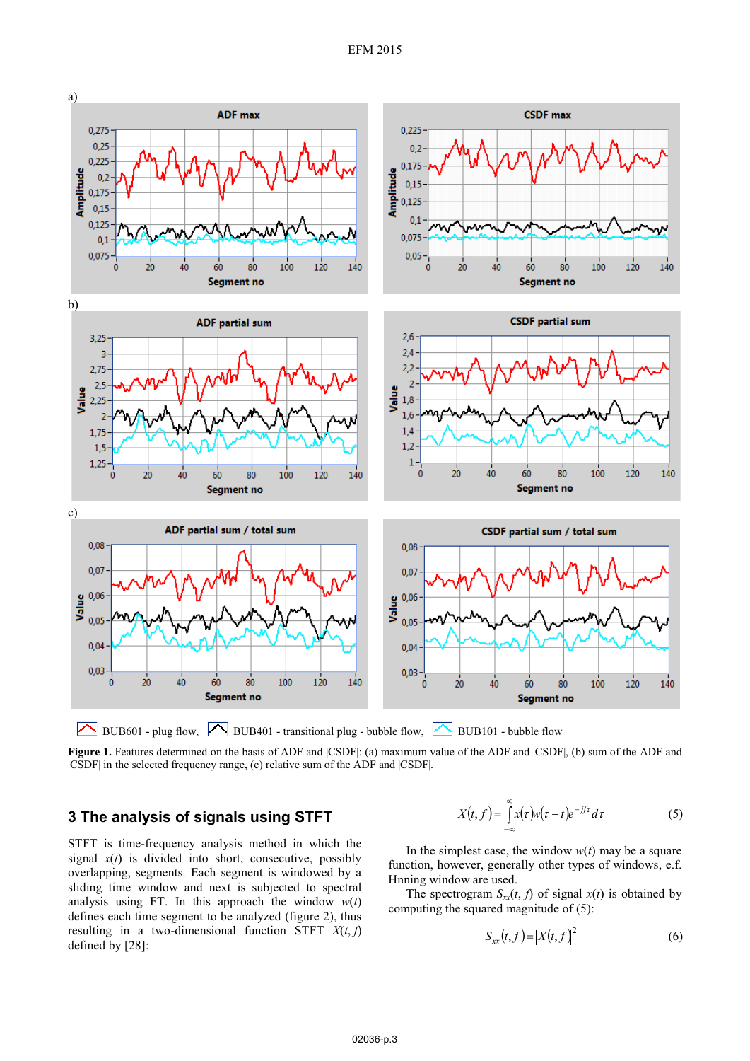a)

b)

c)

BUB601 - plug flow, BUB401 - transitional plug - bubble flow, BUB101 - bubble flow

**Figure 1.** Features determined on the basis of ADF and |CSDF|: (a) maximum value of the ADF and |CSDF|, (b) sum of the ADF and |CSDF| in the selected frequency range, (c) relative sum of the ADF and |CSDF|.

## 3 The analysis of signals using STFT

STFT is time-frequency analysis method in which the signal $x(t)$ is divided into short, consecutive, possibly overlapping, segments. Each segment is windowed by a sliding time window and next is subjected to spectral analysis using FT. In this approach the window $w(t)$ defines each time segment to be analyzed (figure 2), thus resulting in a two-dimensional function STFT $X(t,f)$ defined by [28]:

$$X(t,f)=\int_{-\infty}^{\infty} x(\tau)w(\tau-t)e^{-jf\tau}d\tau \tag{5}$$

In the simplest case, the window $w(t)$ may be a square function, however, generally other types of windows, e.f. Hnning window are used.

The spectrogram $S_{xx}(t,f)$ of signal $x(t)$ is obtained by computing the squared magnitude of (5):

$$S_{xx}(t,f)=|X(t,f)|^2 \tag{6}$$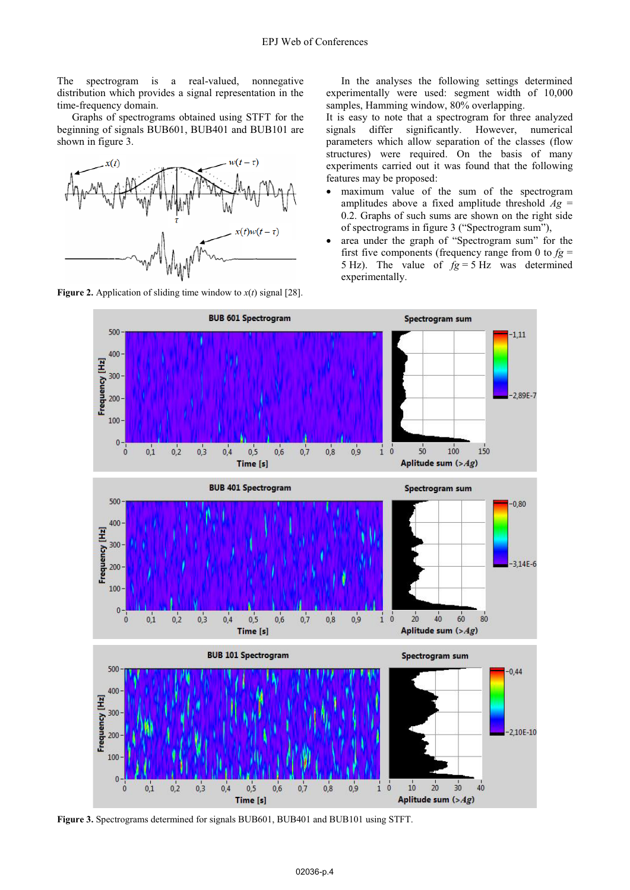The spectrogram is a real-valued, nonnegative distribution which provides a signal representation in the time-frequency domain.

Graphs of spectrograms obtained using STFT for the beginning of signals BUB601, BUB401 and BUB101 are shown in figure 3.

**Figure 2.** Application of sliding time window to $x(t)$ signal [28].

In the analyses the following settings determined experimentally were used: segment width of 10,000 samples, Hamming window, 80% overlapping.

It is easy to note that a spectrogram for three analyzed signals differ significantly. However, numerical parameters which allow separation of the classes (flow structures) were required. On the basis of many experiments carried out it was found that the following features may be proposed:

- maximum value of the sum of the spectrogram amplitudes above a fixed amplitude threshold $Ag$ = 0.2. Graphs of such sums are shown on the right side of spectrograms in figure 3 ("Spectrogram sum"),
- area under the graph of "Spectrogram sum" for the first five components (frequency range from 0 to $fg$ = 5 Hz). The value of $fg$ = 5 Hz was determined experimentally.

**Figure 3.** Spectrograms determined for signals BUB601, BUB401 and BUB101 using STFT.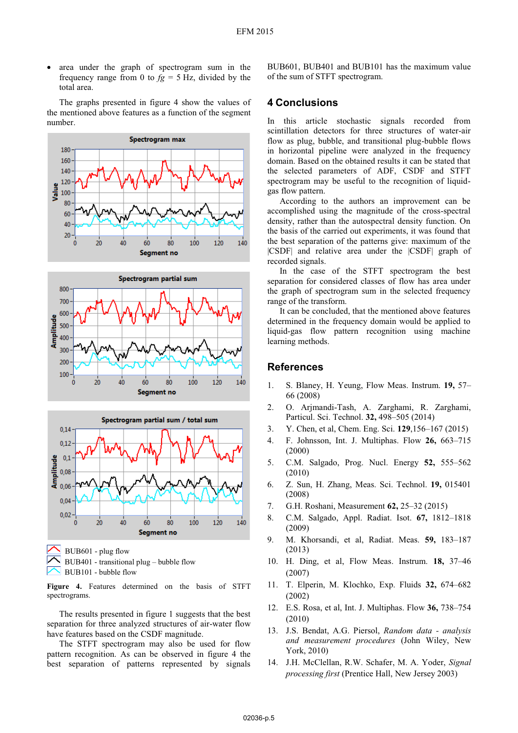- area under the graph of spectrogram sum in the frequency range from 0 to $fg$ = 5 Hz, divided by the total area.

The graphs presented in figure 4 show the values of the mentioned above features as a function of the segment number.

BUB601 - plug flow
BUB401 - transitional plug – bubble flow
BUB101 - bubble flow

**Figure 4.** Features determined on the basis of STFT spectrograms.

The results presented in figure 1 suggests that the best separation for three analyzed structures of air-water flow have features based on the CSDF magnitude.

The STFT spectrogram may also be used for flow pattern recognition. As can be observed in figure 4 the best separation of patterns represented by signals BUB601, BUB401 and BUB101 has the maximum value of the sum of STFT spectrogram.

## 4 Conclusions

In this article stochastic signals recorded from scintillation detectors for three structures of water-air flow as plug, bubble, and transitional plug-bubble flows in horizontal pipeline were analyzed in the frequency domain. Based on the obtained results it can be stated that the selected parameters of ADF, CSDF and STFT spectrogram may be useful to the recognition of liquid-gas flow pattern.

According to the authors an improvement can be accomplished using the magnitude of the cross-spectral density, rather than the autospectral density function. On the basis of the carried out experiments, it was found that the best separation of the patterns give: maximum of the |CSDF| and relative area under the |CSDF| graph of recorded signals.

In the case of the STFT spectrogram the best separation for considered classes of flow has area under the graph of spectrogram sum in the selected frequency range of the transform.

It can be concluded, that the mentioned above features determined in the frequency domain would be applied to liquid-gas flow pattern recognition using machine learning methods.

## References

1. S. Blaney, H. Yeung, Flow Meas. Instrum. **19,** 57–66 (2008)
2. O. Arjmandi-Tash, A. Zarghami, R. Zarghami, Particul. Sci. Technol. **32,** 498–505 (2014)
3. Y. Chen, et al, Chem. Eng. Sci. **129**,156–167 (2015)
4. F. Johnsson, Int. J. Multiphas. Flow **26,** 663–715 (2000)
5. C.M. Salgado, Prog. Nucl. Energy **52,** 555–562 (2010)
6. Z. Sun, H. Zhang, Meas. Sci. Technol. **19,** 015401 (2008)
7. G.H. Roshani, Measurement **62,** 25–32 (2015)
8. C.M. Salgado, Appl. Radiat. Isot. **67,** 1812–1818 (2009)
9. M. Khorsandi, et al, Radiat. Meas. **59,** 183–187 (2013)
10. H. Ding, et al, Flow Meas. Instrum. **18,** 37–46 (2007)
11. T. Elperin, M. Klochko, Exp. Fluids **32,** 674–682 (2002)
12. E.S. Rosa, et al, Int. J. Multiphas. Flow **36,** 738–754 (2010)
13. J.S. Bendat, A.G. Piersol, *Random data - analysis and measurement procedures* (John Wiley, New York, 2010)
14. J.H. McClellan, R.W. Schafer, M. A. Yoder, *Signal processing first* (Prentice Hall, New Jersey 2003)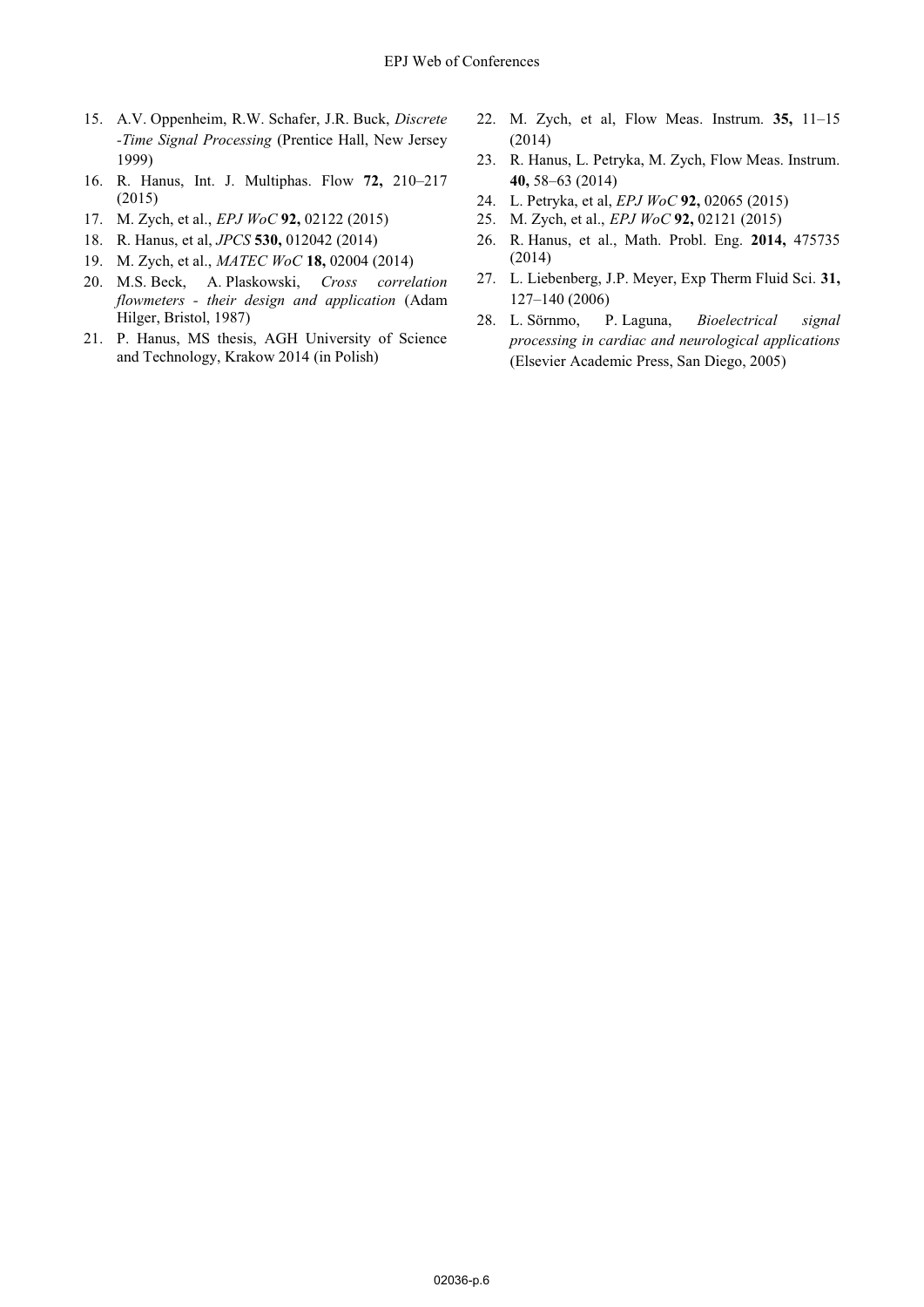15. A.V. Oppenheim, R.W. Schafer, J.R. Buck, *Discrete -Time Signal Processing* (Prentice Hall, New Jersey 1999)
16. R. Hanus, Int. J. Multiphas. Flow **72,** 210–217 (2015)
17. M. Zych, et al., *EPJ WoC* **92,** 02122 (2015)
18. R. Hanus, et al, *JPCS* **530,** 012042 (2014)
19. M. Zych, et al., *MATEC WoC* **18,** 02004 (2014)
20. M.S. Beck, A. Plaskowski, *Cross correlation flowmeters - their design and application* (Adam Hilger, Bristol, 1987)
21. P. Hanus, MS thesis, AGH University of Science and Technology, Krakow 2014 (in Polish)
22. M. Zych, et al, Flow Meas. Instrum. **35,** 11–15 (2014)
23. R. Hanus, L. Petryka, M. Zych, Flow Meas. Instrum. **40,** 58–63 (2014)
24. L. Petryka, et al, *EPJ WoC* **92,** 02065 (2015)
25. M. Zych, et al., *EPJ WoC* **92,** 02121 (2015)
26. R. Hanus, et al., Math. Probl. Eng. **2014,** 475735 (2014)
27. L. Liebenberg, J.P. Meyer, Exp Therm Fluid Sci. **31,** 127–140 (2006)
28. L. Sörnmo, P. Laguna, *Bioelectrical signal processing in cardiac and neurological applications* (Elsevier Academic Press, San Diego, 2005)